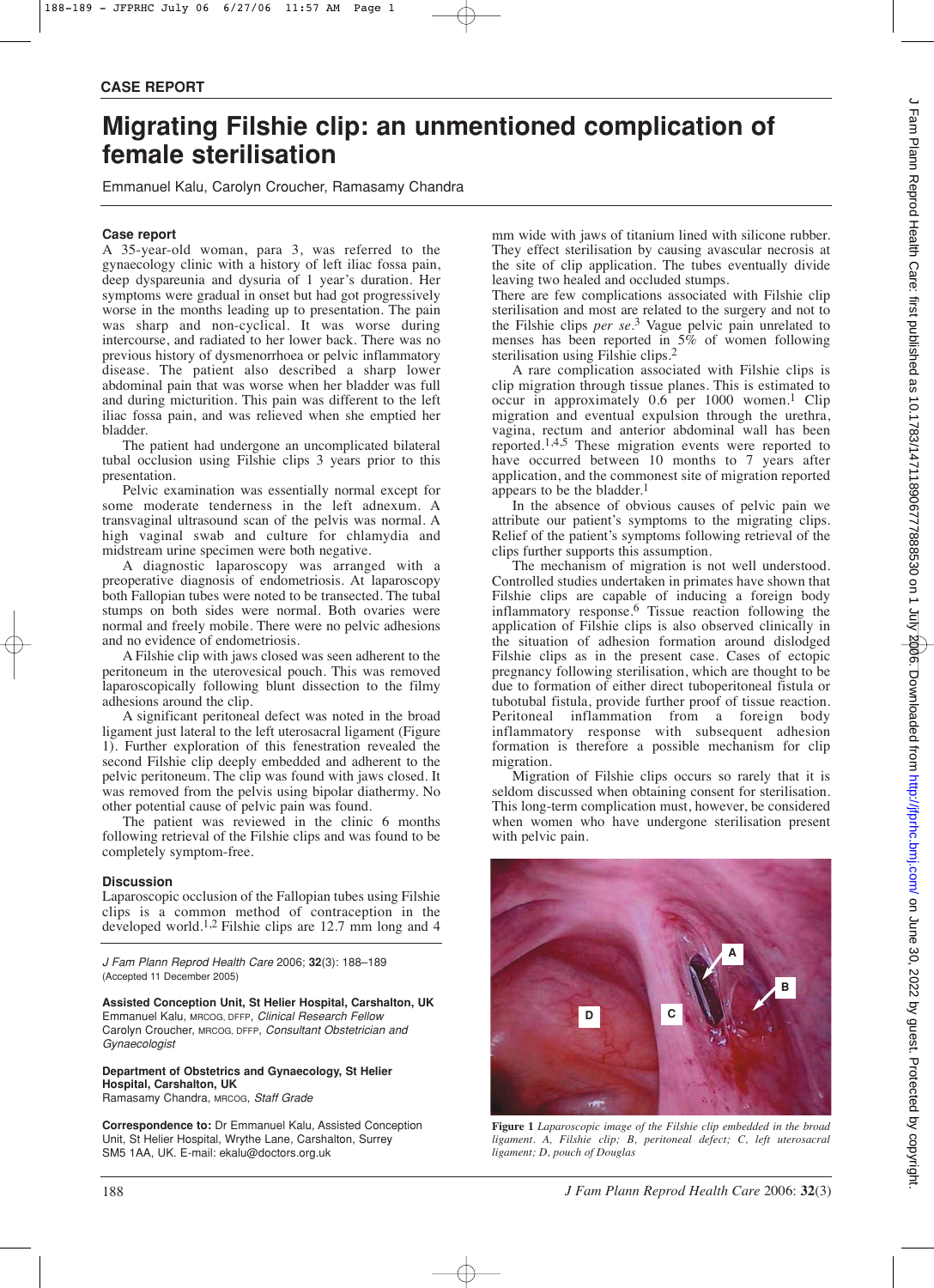**CASE REPORT**

# Migrating Filshie clip: an unmentioned complication of female sterilisation

Emmanuel Kalu, Carolyn Croucher, Ramasamy Chandra

## Case report

A 35-year-old woman, para 3, was referred to the gynaecology clinic with a history of left iliac fossa pain, deep dyspareunia and dysuria of 1 year's duration. Her symptoms were gradual in onset but had got progressively worse in the months leading up to presentation. The pain was sharp and non-cyclical. It was worse during intercourse, and radiated to her lower back. There was no previous history of dysmenorrhoea or pelvic inflammatory disease. The patient also described a sharp lower abdominal pain that was worse when her bladder was full and during micturition. This pain was different to the left iliac fossa pain, and was relieved when she emptied her bladder.

The patient had undergone an uncomplicated bilateral tubal occlusion using Filshie clips 3 years prior to this presentation.

Pelvic examination was essentially normal except for some moderate tenderness in the left adnexum. A transvaginal ultrasound scan of the pelvis was normal. A high vaginal swab and culture for chlamydia and midstream urine specimen were both negative.

A diagnostic laparoscopy was arranged with a preoperative diagnosis of endometriosis. At laparoscopy both Fallopian tubes were noted to be transected. The tubal stumps on both sides were normal. Both ovaries were normal and freely mobile. There were no pelvic adhesions and no evidence of endometriosis.

A Filshie clip with jaws closed was seen adherent to the peritoneum in the uterovesical pouch. This was removed laparoscopically following blunt dissection to the filmy adhesions around the clip.

A significant peritoneal defect was noted in the broad ligament just lateral to the left uterosacral ligament (Figure 1). Further exploration of this fenestration revealed the second Filshie clip deeply embedded and adherent to the pelvic peritoneum. The clip was found with jaws closed. It was removed from the pelvis using bipolar diathermy. No other potential cause of pelvic pain was found.

The patient was reviewed in the clinic 6 months following retrieval of the Filshie clips and was found to be completely symptom-free.

## Discussion

Laparoscopic occlusion of the Fallopian tubes using Filshie clips is a common method of contraception in the developed world.[1,2] Filshie clips are 12.7 mm long and 4 mm wide with jaws of titanium lined with silicone rubber. They effect sterilisation by causing avascular necrosis at the site of clip application. The tubes eventually divide leaving two healed and occluded stumps.

There are few complications associated with Filshie clip sterilisation and most are related to the surgery and not to the Filshie clips *per se*.[3] Vague pelvic pain unrelated to menses has been reported in 5% of women following sterilisation using Filshie clips.[2]

A rare complication associated with Filshie clips is clip migration through tissue planes. This is estimated to occur in approximately 0.6 per 1000 women.[1] Clip migration and eventual expulsion through the urethra, vagina, rectum and anterior abdominal wall has been reported.[1,4,5] These migration events were reported to have occurred between 10 months to 7 years after application, and the commonest site of migration reported appears to be the bladder.[1]

In the absence of obvious causes of pelvic pain we attribute our patient's symptoms to the migrating clips. Relief of the patient's symptoms following retrieval of the clips further supports this assumption.

The mechanism of migration is not well understood. Controlled studies undertaken in primates have shown that Filshie clips are capable of inducing a foreign body inflammatory response.[6] Tissue reaction following the application of Filshie clips is also observed clinically in the situation of adhesion formation around dislodged Filshie clips as in the present case. Cases of ectopic pregnancy following sterilisation, which are thought to be due to formation of either direct tuboperitoneal fistula or tubotubal fistula, provide further proof of tissue reaction. Peritoneal inflammation from a foreign body inflammatory response with subsequent adhesion formation is therefore a possible mechanism for clip migration.

Migration of Filshie clips occurs so rarely that it is seldom discussed when obtaining consent for sterilisation. This long-term complication must, however, be considered when women who have undergone sterilisation present with pelvic pain.

**Figure 1** *Laparoscopic image of the Filshie clip embedded in the broad ligament. A, Filshie clip; B, peritoneal defect; C, left uterosacral ligament; D, pouch of Douglas*

*J Fam Plann Reprod Health Care* 2006; **32**(3): 188–189
(Accepted 11 December 2005)

**Assisted Conception Unit, St Helier Hospital, Carshalton, UK**
Emmanuel Kalu, MRCOG, DFFP, *Clinical Research Fellow*
Carolyn Croucher, MRCOG, DFFP, *Consultant Obstetrician and Gynaecologist*

**Department of Obstetrics and Gynaecology, St Helier Hospital, Carshalton, UK**
Ramasamy Chandra, MRCOG, *Staff Grade*

**Correspondence to:** Dr Emmanuel Kalu, Assisted Conception Unit, St Helier Hospital, Wrythe Lane, Carshalton, Surrey SM5 1AA, UK. E-mail: ekalu@doctors.org.uk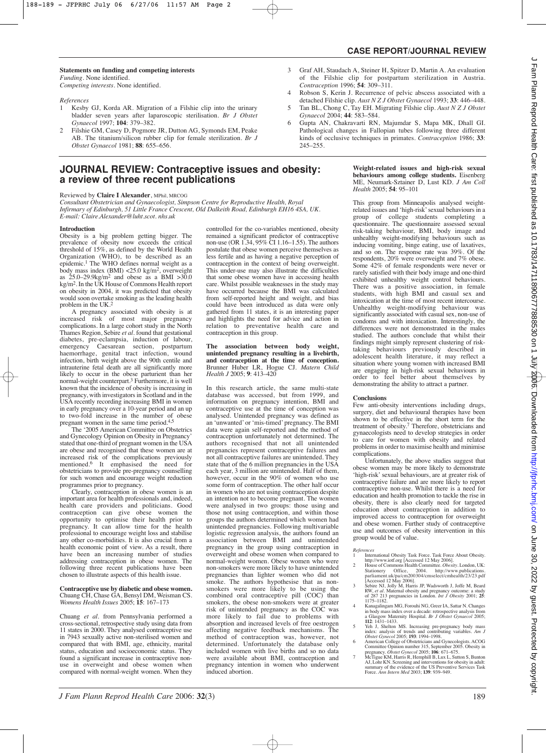**Statements on funding and competing interests**
*Funding*. None identified.
*Competing interests*. None identified.

*References*

1. Kesby GJ, Korda AR. Migration of a Filshie clip into the urinary bladder seven years after laparoscopic sterilisation. *Br J Obstet Gynaecol* 1997; **104**: 379–382.
2. Filshie GM, Casey D, Pogmore JR, Dutton AG, Symonds EM, Peake AB. The titanium/silicon rubber clip for female sterilization. *Br J Obstet Gynaecol* 1981; **88**: 655–656.
3. Graf AH, Staudach A, Steiner H, Spitzer D, Martin A. An evaluation of the Filshie clip for postpartum sterilization in Austria. *Contraception* 1996; **54**: 309–311.
4. Robson S, Kerin J. Recurrence of pelvic abscess associated with a detached Filshie clip. *Aust N Z J Obstet Gynaecol* 1993; **33**: 446–448.
5. Tan BL, Chong C, Tay EH. Migrating Filshie clip. *Aust N Z J Obstet Gynaecol* 2004; **44**: 583–584.
6. Gupta AN, Chakravarti RN, Majumdar S, Mapa MK, Dhall GI. Pathological changes in Fallopian tubes following three different kinds of occlusive techniques in primates. *Contraception* 1986; **33**: 245–255.

# JOURNAL REVIEW: Contraceptive issues and obesity: a review of three recent publications

Reviewed by **Claire I Alexander**, MPhil, MRCOG
*Consultant Obstetrician and Gynaecologist, Simpson Centre for Reproductive Health, Royal Infirmary of Edinburgh, 51 Little France Crescent, Old Dalkeith Road, Edinburgh EH16 4SA, UK. E-mail: Claire.Alexander@luht.scot.nhs.uk*

## Introduction

Obesity is a big problem getting bigger. The prevalence of obesity now exceeds the critical threshold of 15%, as defined by the World Health Organization (WHO), to be described as an epidemic.[1] The WHO defines normal weight as a body mass index (BMI) <25.0 kg/m$^2$, overweight as 25.0–29.9kg/m$^2$ and obese as a BMI >30.0 kg/m$^2$. In the UK House of Commons Health report on obesity in 2004, it was predicted that obesity would soon overtake smoking as the leading health problem in the UK.[2]

A pregnancy associated with obesity is at increased risk of most major pregnancy complications. In a large cohort study in the North Thames Region, Sebire *et al*. found that gestational diabetes, pre-eclampsia, induction of labour, emergency Caesarean section, postpartum haemorrhage, genital tract infection, wound infection, birth weight above the 90th centile and intrauterine fetal death are all significantly more likely to occur in the obese parturient than her normal-weight counterpart.[3] Furthermore, it is well known that the incidence of obesity is increasing in pregnancy, with investigators in Scotland and in the USA recently recording increasing BMI in women in early pregnancy over a 10-year period and an up to two-fold increase in the number of obese pregnant women in the same time period.[4,5]

The '2005 American Committee on Obstetrics and Gynecology Opinion on Obesity in Pregnancy' stated that one-third of pregnant women in the USA are obese and recognised that these women are at increased risk of the complications previously mentioned.[6] It emphasised the need for obstetricians to provide pre-pregnancy counselling for such women and encourage weight reduction programmes prior to pregnancy.

Clearly, contraception in obese women is an important area for health professionals and, indeed, health care providers and politicians. Good contraception can give obese women the opportunity to optimise their health prior to pregnancy. It can allow time for the health professional to encourage weight loss and stabilise any other co-morbidities. It is also crucial from a health economic point of view. As a result, there have been an increasing number of studies addressing contraception in obese women. The following three recent publications have been chosen to illustrate aspects of this health issue.

**Contraceptive use by diabetic and obese women.** Chuang CH, Chase GA, Bensyl DM, Weisman CS. *Womens Health Issues* 2005; **15**: 167–173

Chuang *et al*. from Pennsylvania performed a cross-sectional, retrospective study using data from 11 states in 2000. They analysed contraceptive use in 7943 sexually active non-sterilised women and compared that with BMI, age, ethnicity, marital status, education and socioeconomic status. They found a significant increase in contraceptive non-use in overweight and obese women when compared with normal-weight women. When they controlled for the co-variables mentioned, obesity remained a significant predictor of contraceptive non-use (OR 1.34, 95% CI 1.16–1.55). The authors postulate that obese women perceive themselves as less fertile and as having a negative perception of contraception in the context of being overweight. This under-use may also illustrate the difficulties that some obese women have in accessing health care. Whilst possible weaknesses in the study may have occurred because the BMI was calculated from self-reported height and weight, and bias could have been introduced as data were only gathered from 11 states, it is an interesting paper and highlights the need for advice and action in relation to preventative health care and contraception in this group.

**The association between body weight, unintended pregnancy resulting in a livebirth, and contraception at the time of conception.** Brunner Huber LR, Hogue CJ. *Matern Child Health J* 2005; **9**: 413–420

In this research article, the same multi-state database was accessed, but from 1999, and information on pregnancy intention, BMI and contraceptive use at the time of conception was analysed. Unintended pregnancy was defined as an 'unwanted' or 'mis-timed' pregnancy. The BMI data were again self-reported and the method of contraception unfortunately not determined. The authors recognised that not all unintended pregnancies represent contraceptive failures and not all contraceptive failures are unintended. They state that of the 6 million pregnancies in the USA each year, 3 million are unintended. Half of them, however, occur in the 90% of women who use some form of contraception. The other half occur in women who are not using contraception despite an intention not to become pregnant. The women were analysed in two groups: those using and those not using contraception, and within those groups the authors determined which women had unintended pregnancies. Following multivariable logistic regression analysis, the authors found an association between BMI and unintended pregnancy in the group using contraception in overweight and obese women when compared to normal-weight women. Obese women who were non-smokers were more likely to have unintended pregnancies than lighter women who did not smoke. The authors hypothesise that as non-smokers were more likely to be using the combined oral contraceptive pill (COC) than smokers, the obese non-smokers were at greater risk of unintended pregnancy as the COC was more likely to fail due to problems with absorption and increased levels of free oestrogen affecting negative feedback mechanisms. The method of contraception was, however, not determined. Unfortunately the database only included women with live births and so no data were available about BMI, contraception and pregnancy intention in women who underwent induced abortion.

**Weight-related issues and high-risk sexual behaviours among college students.** Eisenberg ME, Neumark-Sztainer D, Lust KD. *J Am Coll Health* 2005; **54**: 95–101

This group from Minneapolis analysed weight-related issues and 'high-risk' sexual behaviours in a group of college students completing a questionnaire. The questionnaire assessed sexual risk-taking behaviour, BMI, body image and unhealthy weight-modifying behaviours such as inducing vomiting, binge eating, use of laxatives, and so on. The response rate was 39%. Of the respondents, 20% were overweight and 7% obese. Some 42% of female respondents were never or rarely satisfied with their body image and one-third exhibited unhealthy weight control behaviours. There was a positive association, in female students, with high BMI and casual sex and intoxication at the time of most recent intercourse. Unhealthy weight-modifying behaviour was significantly associated with casual sex, non-use of condoms and with intoxication. Interestingly, the differences were not demonstrated in the males studied. The authors conclude that whilst their findings might simply represent clustering of risk-taking behaviours previously described in adolescent health literature, it may reflect a situation where young women with increased BMI are engaging in high-risk sexual behaviours in order to feel better about themselves by demonstrating the ability to attract a partner.

## Conclusions

Few anti-obesity interventions including drugs, surgery, diet and behavioural therapies have been shown to be effective in the short term for the treatment of obesity.[7] Therefore, obstetricians and gynaecologists need to develop strategies in order to care for women with obesity and related problems in order to maximise health and minimise complications.

Unfortunately, the above studies suggest that obese women may be more likely to demonstrate 'high-risk' sexual behaviours, are at greater risk of contraceptive failure and are more likely to report contraceptive non-use. Whilst there is a need for education and health promotion to tackle the rise in obesity, there is also clearly need for targeted education about contraception in addition to improved access to contraception for overweight and obese women. Further study of contraceptive use and outcomes of obesity intervention in this group would be of value.

*References*

1. International Obesity Task Force. Task Force About Obesity. http://www.iotf.org [Accessed 12 May 2006].
2. House of Commons Health Committee. *Obesity*. London, UK: Stationery Office, 2004. http://www.publications.parliament.uk/pa/cm200304/cmselect/cmhealth/23/23.pdf [Accessed 12 May 2006].
3. Sebire NJ, Jolly M, Harris JP, Wadsworth J, Joffe M, Beard RW, *et al*. Maternal obesity and pregnancy outcome: a study of 287 213 pregnancies in London. *Int J Obesity* 2001; **25**: 1175–1182.
4. Kanagalingam MG, Forouhi NG, Greer IA, Sattar N. Changes in body mass index over a decade: retrospective analysis from a Glasgow Maternity Hospital. *Br J Obstet Gynaecol* 2005; **112**: 1431–1433.
5. Yeh J, Shelton MS. Increasing pre-pregnancy body mass index: analysis of trends and contributing variables. *Am J Obstet Gynecol* 2005; **193**: 1994–1998.
6. American College of Obstetricians and Gynecologists. ACOG Committee Opinion number 315, September 2005. Obesity in pregnancy. *Obstet Gynecol* 2005; **106**: 671–675.
7. McTigue KM, Harris R, Hemphill B, Lux L, Sutton S, Bunton AJ, Lohr KN. Screening and interventions for obesity in adult: summary of the evidence of the US Preventive Services Task Force. *Ann Intern Med* 2003; **139**: 939–949.